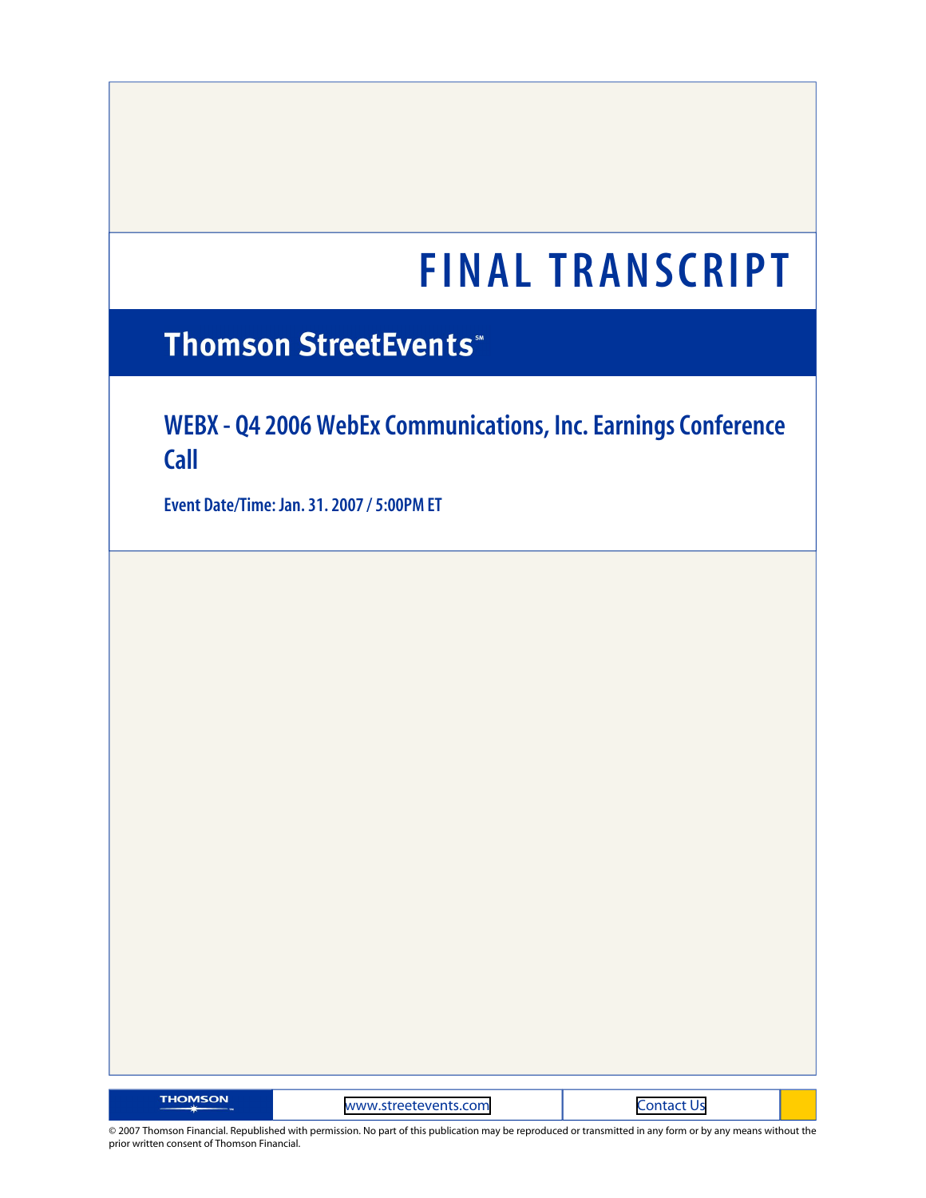# FINAL TRANSCRIPT

## Thomson StreetEvents℠

## WEBX - Q4 2006 WebEx Communications, Inc. Earnings Conference Call

**Event Date/Time: Jan. 31. 2007 / 5:00PM ET**

THOMSON | www.streetevents.com | Contact Us

© 2007 Thomson Financial. Republished with permission. No part of this publication may be reproduced or transmitted in any form or by any means without the prior written consent of Thomson Financial.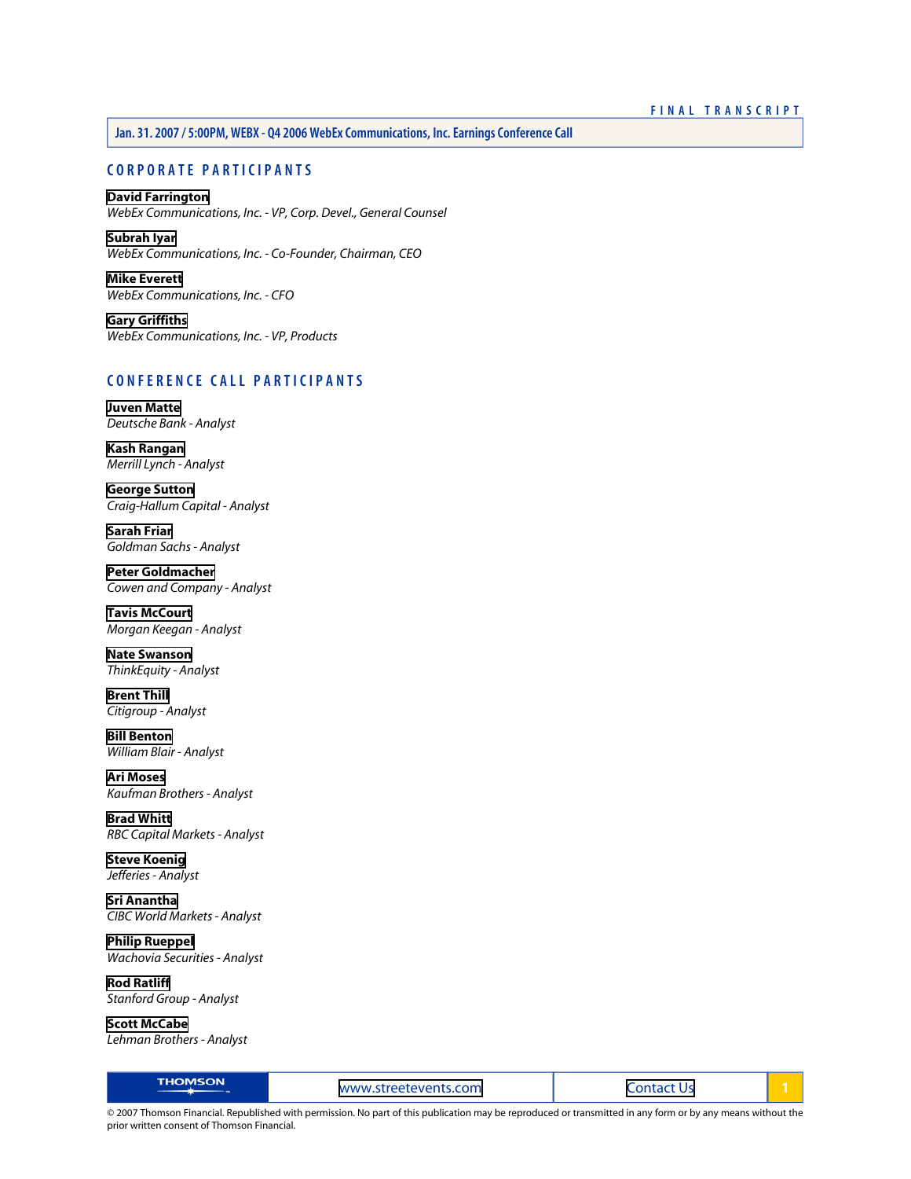FINAL TRANSCRIPT

**Jan. 31. 2007 / 5:00PM, WEBX - Q4 2006 WebEx Communications, Inc. Earnings Conference Call**

## CORPORATE PARTICIPANTS

**David Farrington**
*WebEx Communications, Inc. - VP, Corp. Devel., General Counsel*

**Subrah Iyar**
*WebEx Communications, Inc. - Co-Founder, Chairman, CEO*

**Mike Everett**
*WebEx Communications, Inc. - CFO*

**Gary Griffiths**
*WebEx Communications, Inc. - VP, Products*

## CONFERENCE CALL PARTICIPANTS

**Juven Matte**
*Deutsche Bank - Analyst*

**Kash Rangan**
*Merrill Lynch - Analyst*

**George Sutton**
*Craig-Hallum Capital - Analyst*

**Sarah Friar**
*Goldman Sachs - Analyst*

**Peter Goldmacher**
*Cowen and Company - Analyst*

**Tavis McCourt**
*Morgan Keegan - Analyst*

**Nate Swanson**
*ThinkEquity - Analyst*

**Brent Thill**
*Citigroup - Analyst*

**Bill Benton**
*William Blair - Analyst*

**Ari Moses**
*Kaufman Brothers - Analyst*

**Brad Whitt**
*RBC Capital Markets - Analyst*

**Steve Koenig**
*Jefferies - Analyst*

**Sri Anantha**
*CIBC World Markets - Analyst*

**Philip Rueppel**
*Wachovia Securities - Analyst*

**Rod Ratliff**
*Stanford Group - Analyst*

**Scott McCabe**
*Lehman Brothers - Analyst*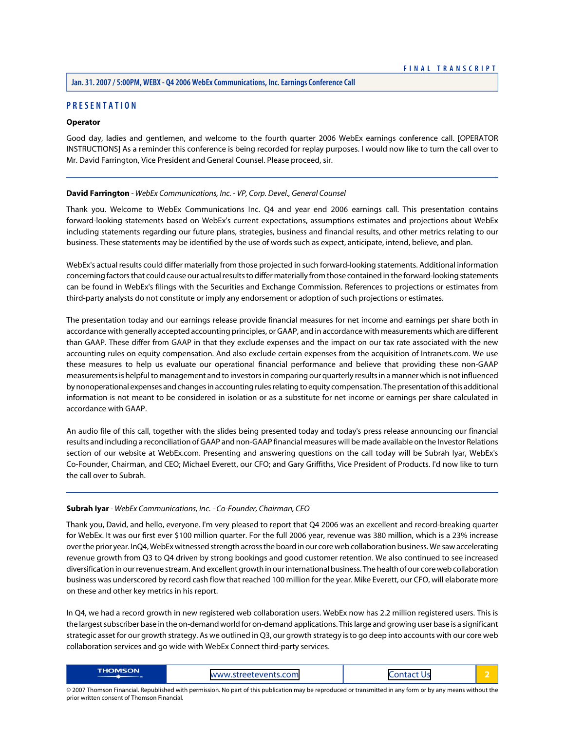## PRESENTATION

**Operator**

Good day, ladies and gentlemen, and welcome to the fourth quarter 2006 WebEx earnings conference call. [OPERATOR INSTRUCTIONS] As a reminder this conference is being recorded for replay purposes. I would now like to turn the call over to Mr. David Farrington, Vice President and General Counsel. Please proceed, sir.

---

**David Farrington** - *WebEx Communications, Inc. - VP, Corp. Devel., General Counsel*

Thank you. Welcome to WebEx Communications Inc. Q4 and year end 2006 earnings call. This presentation contains forward-looking statements based on WebEx's current expectations, assumptions estimates and projections about WebEx including statements regarding our future plans, strategies, business and financial results, and other metrics relating to our business. These statements may be identified by the use of words such as expect, anticipate, intend, believe, and plan.

WebEx's actual results could differ materially from those projected in such forward-looking statements. Additional information concerning factors that could cause our actual results to differ materially from those contained in the forward-looking statements can be found in WebEx's filings with the Securities and Exchange Commission. References to projections or estimates from third-party analysts do not constitute or imply any endorsement or adoption of such projections or estimates.

The presentation today and our earnings release provide financial measures for net income and earnings per share both in accordance with generally accepted accounting principles, or GAAP, and in accordance with measurements which are different than GAAP. These differ from GAAP in that they exclude expenses and the impact on our tax rate associated with the new accounting rules on equity compensation. And also exclude certain expenses from the acquisition of Intranets.com. We use these measures to help us evaluate our operational financial performance and believe that providing these non-GAAP measurements is helpful to management and to investors in comparing our quarterly results in a manner which is not influenced by nonoperational expenses and changes in accounting rules relating to equity compensation. The presentation of this additional information is not meant to be considered in isolation or as a substitute for net income or earnings per share calculated in accordance with GAAP.

An audio file of this call, together with the slides being presented today and today's press release announcing our financial results and including a reconciliation of GAAP and non-GAAP financial measures will be made available on the Investor Relations section of our website at WebEx.com. Presenting and answering questions on the call today will be Subrah Iyar, WebEx's Co-Founder, Chairman, and CEO; Michael Everett, our CFO; and Gary Griffiths, Vice President of Products. I'd now like to turn the call over to Subrah.

---

**Subrah Iyar** - *WebEx Communications, Inc. - Co-Founder, Chairman, CEO*

Thank you, David, and hello, everyone. I'm very pleased to report that Q4 2006 was an excellent and record-breaking quarter for WebEx. It was our first ever $100 million quarter. For the full 2006 year, revenue was 380 million, which is a 23% increase over the prior year. InQ4, WebEx witnessed strength across the board in our core web collaboration business. We saw accelerating revenue growth from Q3 to Q4 driven by strong bookings and good customer retention. We also continued to see increased diversification in our revenue stream. And excellent growth in our international business. The health of our core web collaboration business was underscored by record cash flow that reached 100 million for the year. Mike Everett, our CFO, will elaborate more on these and other key metrics in his report.

In Q4, we had a record growth in new registered web collaboration users. WebEx now has 2.2 million registered users. This is the largest subscriber base in the on-demand world for on-demand applications. This large and growing user base is a significant strategic asset for our growth strategy. As we outlined in Q3, our growth strategy is to go deep into accounts with our core web collaboration services and go wide with WebEx Connect third-party services.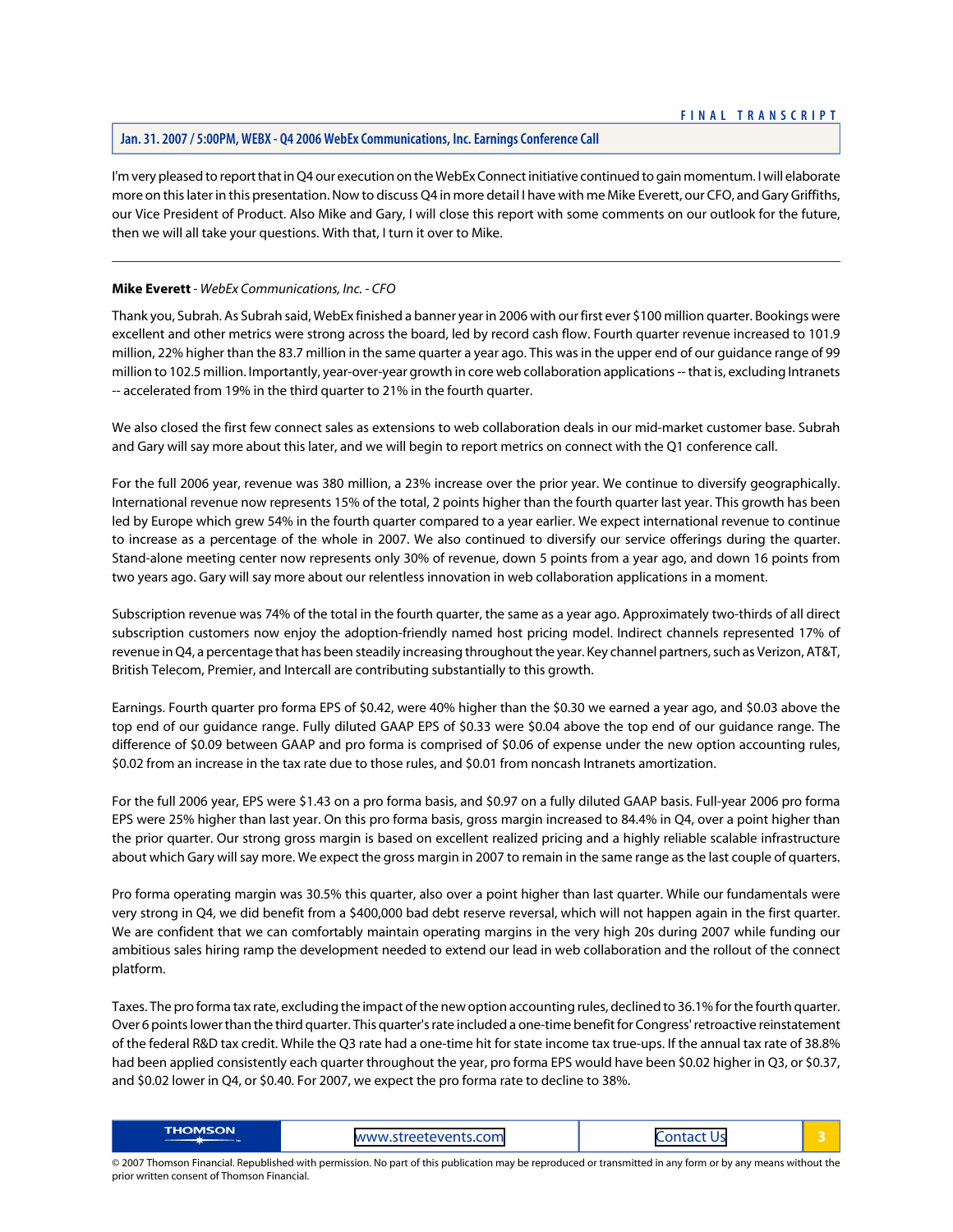I'm very pleased to report that in Q4 our execution on the WebEx Connect initiative continued to gain momentum. I will elaborate more on this later in this presentation. Now to discuss Q4 in more detail I have with me Mike Everett, our CFO, and Gary Griffiths, our Vice President of Product. Also Mike and Gary, I will close this report with some comments on our outlook for the future, then we will all take your questions. With that, I turn it over to Mike.

---

**Mike Everett** - *WebEx Communications, Inc. - CFO*

Thank you, Subrah. As Subrah said, WebEx finished a banner year in 2006 with our first ever $100 million quarter. Bookings were excellent and other metrics were strong across the board, led by record cash flow. Fourth quarter revenue increased to 101.9 million, 22% higher than the 83.7 million in the same quarter a year ago. This was in the upper end of our guidance range of 99 million to 102.5 million. Importantly, year-over-year growth in core web collaboration applications -- that is, excluding Intranets -- accelerated from 19% in the third quarter to 21% in the fourth quarter.

We also closed the first few connect sales as extensions to web collaboration deals in our mid-market customer base. Subrah and Gary will say more about this later, and we will begin to report metrics on connect with the Q1 conference call.

For the full 2006 year, revenue was 380 million, a 23% increase over the prior year. We continue to diversify geographically. International revenue now represents 15% of the total, 2 points higher than the fourth quarter last year. This growth has been led by Europe which grew 54% in the fourth quarter compared to a year earlier. We expect international revenue to continue to increase as a percentage of the whole in 2007. We also continued to diversify our service offerings during the quarter. Stand-alone meeting center now represents only 30% of revenue, down 5 points from a year ago, and down 16 points from two years ago. Gary will say more about our relentless innovation in web collaboration applications in a moment.

Subscription revenue was 74% of the total in the fourth quarter, the same as a year ago. Approximately two-thirds of all direct subscription customers now enjoy the adoption-friendly named host pricing model. Indirect channels represented 17% of revenue in Q4, a percentage that has been steadily increasing throughout the year. Key channel partners, such as Verizon, AT&T, British Telecom, Premier, and Intercall are contributing substantially to this growth.

Earnings. Fourth quarter pro forma EPS of $0.42, were 40% higher than the $0.30 we earned a year ago, and $0.03 above the top end of our guidance range. Fully diluted GAAP EPS of $0.33 were $0.04 above the top end of our guidance range. The difference of $0.09 between GAAP and pro forma is comprised of $0.06 of expense under the new option accounting rules, $0.02 from an increase in the tax rate due to those rules, and $0.01 from noncash Intranets amortization.

For the full 2006 year, EPS were $1.43 on a pro forma basis, and $0.97 on a fully diluted GAAP basis. Full-year 2006 pro forma EPS were 25% higher than last year. On this pro forma basis, gross margin increased to 84.4% in Q4, over a point higher than the prior quarter. Our strong gross margin is based on excellent realized pricing and a highly reliable scalable infrastructure about which Gary will say more. We expect the gross margin in 2007 to remain in the same range as the last couple of quarters.

Pro forma operating margin was 30.5% this quarter, also over a point higher than last quarter. While our fundamentals were very strong in Q4, we did benefit from a $400,000 bad debt reserve reversal, which will not happen again in the first quarter. We are confident that we can comfortably maintain operating margins in the very high 20s during 2007 while funding our ambitious sales hiring ramp the development needed to extend our lead in web collaboration and the rollout of the connect platform.

Taxes. The pro forma tax rate, excluding the impact of the new option accounting rules, declined to 36.1% for the fourth quarter. Over 6 points lower than the third quarter. This quarter's rate included a one-time benefit for Congress' retroactive reinstatement of the federal R&D tax credit. While the Q3 rate had a one-time hit for state income tax true-ups. If the annual tax rate of 38.8% had been applied consistently each quarter throughout the year, pro forma EPS would have been $0.02 higher in Q3, or $0.37, and $0.02 lower in Q4, or $0.40. For 2007, we expect the pro forma rate to decline to 38%.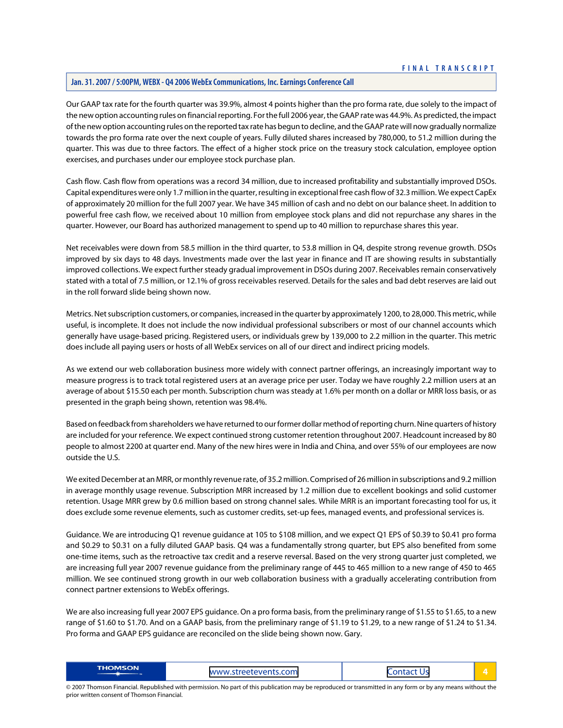Our GAAP tax rate for the fourth quarter was 39.9%, almost 4 points higher than the pro forma rate, due solely to the impact of the new option accounting rules on financial reporting. For the full 2006 year, the GAAP rate was 44.9%. As predicted, the impact of the new option accounting rules on the reported tax rate has begun to decline, and the GAAP rate will now gradually normalize towards the pro forma rate over the next couple of years. Fully diluted shares increased by 780,000, to 51.2 million during the quarter. This was due to three factors. The effect of a higher stock price on the treasury stock calculation, employee option exercises, and purchases under our employee stock purchase plan.

Cash flow. Cash flow from operations was a record 34 million, due to increased profitability and substantially improved DSOs. Capital expenditures were only 1.7 million in the quarter, resulting in exceptional free cash flow of 32.3 million. We expect CapEx of approximately 20 million for the full 2007 year. We have 345 million of cash and no debt on our balance sheet. In addition to powerful free cash flow, we received about 10 million from employee stock plans and did not repurchase any shares in the quarter. However, our Board has authorized management to spend up to 40 million to repurchase shares this year.

Net receivables were down from 58.5 million in the third quarter, to 53.8 million in Q4, despite strong revenue growth. DSOs improved by six days to 48 days. Investments made over the last year in finance and IT are showing results in substantially improved collections. We expect further steady gradual improvement in DSOs during 2007. Receivables remain conservatively stated with a total of 7.5 million, or 12.1% of gross receivables reserved. Details for the sales and bad debt reserves are laid out in the roll forward slide being shown now.

Metrics. Net subscription customers, or companies, increased in the quarter by approximately 1200, to 28,000. This metric, while useful, is incomplete. It does not include the now individual professional subscribers or most of our channel accounts which generally have usage-based pricing. Registered users, or individuals grew by 139,000 to 2.2 million in the quarter. This metric does include all paying users or hosts of all WebEx services on all of our direct and indirect pricing models.

As we extend our web collaboration business more widely with connect partner offerings, an increasingly important way to measure progress is to track total registered users at an average price per user. Today we have roughly 2.2 million users at an average of about $15.50 each per month. Subscription churn was steady at 1.6% per month on a dollar or MRR loss basis, or as presented in the graph being shown, retention was 98.4%.

Based on feedback from shareholders we have returned to our former dollar method of reporting churn. Nine quarters of history are included for your reference. We expect continued strong customer retention throughout 2007. Headcount increased by 80 people to almost 2200 at quarter end. Many of the new hires were in India and China, and over 55% of our employees are now outside the U.S.

We exited December at an MRR, or monthly revenue rate, of 35.2 million. Comprised of 26 million in subscriptions and 9.2 million in average monthly usage revenue. Subscription MRR increased by 1.2 million due to excellent bookings and solid customer retention. Usage MRR grew by 0.6 million based on strong channel sales. While MRR is an important forecasting tool for us, it does exclude some revenue elements, such as customer credits, set-up fees, managed events, and professional services is.

Guidance. We are introducing Q1 revenue guidance at 105 to $108 million, and we expect Q1 EPS of $0.39 to $0.41 pro forma and $0.29 to $0.31 on a fully diluted GAAP basis. Q4 was a fundamentally strong quarter, but EPS also benefited from some one-time items, such as the retroactive tax credit and a reserve reversal. Based on the very strong quarter just completed, we are increasing full year 2007 revenue guidance from the preliminary range of 445 to 465 million to a new range of 450 to 465 million. We see continued strong growth in our web collaboration business with a gradually accelerating contribution from connect partner extensions to WebEx offerings.

We are also increasing full year 2007 EPS guidance. On a pro forma basis, from the preliminary range of $1.55 to $1.65, to a new range of $1.60 to $1.70. And on a GAAP basis, from the preliminary range of $1.19 to $1.29, to a new range of $1.24 to $1.34. Pro forma and GAAP EPS guidance are reconciled on the slide being shown now. Gary.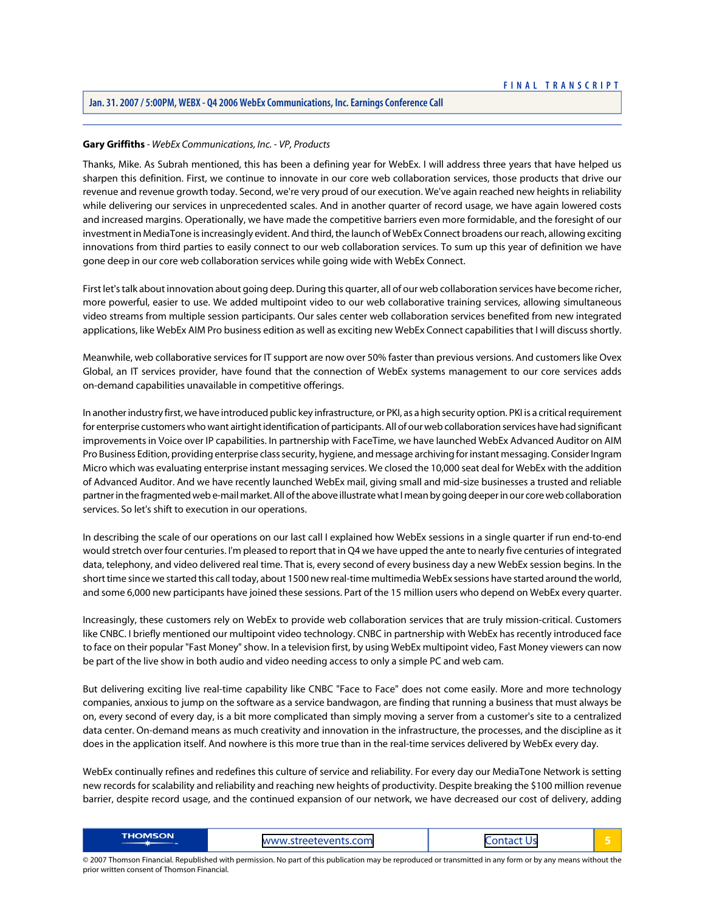**Gary Griffiths** - *WebEx Communications, Inc. - VP, Products*

Thanks, Mike. As Subrah mentioned, this has been a defining year for WebEx. I will address three years that have helped us sharpen this definition. First, we continue to innovate in our core web collaboration services, those products that drive our revenue and revenue growth today. Second, we're very proud of our execution. We've again reached new heights in reliability while delivering our services in unprecedented scales. And in another quarter of record usage, we have again lowered costs and increased margins. Operationally, we have made the competitive barriers even more formidable, and the foresight of our investment in MediaTone is increasingly evident. And third, the launch of WebEx Connect broadens our reach, allowing exciting innovations from third parties to easily connect to our web collaboration services. To sum up this year of definition we have gone deep in our core web collaboration services while going wide with WebEx Connect.

First let's talk about innovation about going deep. During this quarter, all of our web collaboration services have become richer, more powerful, easier to use. We added multipoint video to our web collaborative training services, allowing simultaneous video streams from multiple session participants. Our sales center web collaboration services benefited from new integrated applications, like WebEx AIM Pro business edition as well as exciting new WebEx Connect capabilities that I will discuss shortly.

Meanwhile, web collaborative services for IT support are now over 50% faster than previous versions. And customers like Ovex Global, an IT services provider, have found that the connection of WebEx systems management to our core services adds on-demand capabilities unavailable in competitive offerings.

In another industry first, we have introduced public key infrastructure, or PKI, as a high security option. PKI is a critical requirement for enterprise customers who want airtight identification of participants. All of our web collaboration services have had significant improvements in Voice over IP capabilities. In partnership with FaceTime, we have launched WebEx Advanced Auditor on AIM Pro Business Edition, providing enterprise class security, hygiene, and message archiving for instant messaging. Consider Ingram Micro which was evaluating enterprise instant messaging services. We closed the 10,000 seat deal for WebEx with the addition of Advanced Auditor. And we have recently launched WebEx mail, giving small and mid-size businesses a trusted and reliable partner in the fragmented web e-mail market. All of the above illustrate what I mean by going deeper in our core web collaboration services. So let's shift to execution in our operations.

In describing the scale of our operations on our last call I explained how WebEx sessions in a single quarter if run end-to-end would stretch over four centuries. I'm pleased to report that in Q4 we have upped the ante to nearly five centuries of integrated data, telephony, and video delivered real time. That is, every second of every business day a new WebEx session begins. In the short time since we started this call today, about 1500 new real-time multimedia WebEx sessions have started around the world, and some 6,000 new participants have joined these sessions. Part of the 15 million users who depend on WebEx every quarter.

Increasingly, these customers rely on WebEx to provide web collaboration services that are truly mission-critical. Customers like CNBC. I briefly mentioned our multipoint video technology. CNBC in partnership with WebEx has recently introduced face to face on their popular "Fast Money" show. In a television first, by using WebEx multipoint video, Fast Money viewers can now be part of the live show in both audio and video needing access to only a simple PC and web cam.

But delivering exciting live real-time capability like CNBC "Face to Face" does not come easily. More and more technology companies, anxious to jump on the software as a service bandwagon, are finding that running a business that must always be on, every second of every day, is a bit more complicated than simply moving a server from a customer's site to a centralized data center. On-demand means as much creativity and innovation in the infrastructure, the processes, and the discipline as it does in the application itself. And nowhere is this more true than in the real-time services delivered by WebEx every day.

WebEx continually refines and redefines this culture of service and reliability. For every day our MediaTone Network is setting new records for scalability and reliability and reaching new heights of productivity. Despite breaking the $100 million revenue barrier, despite record usage, and the continued expansion of our network, we have decreased our cost of delivery, adding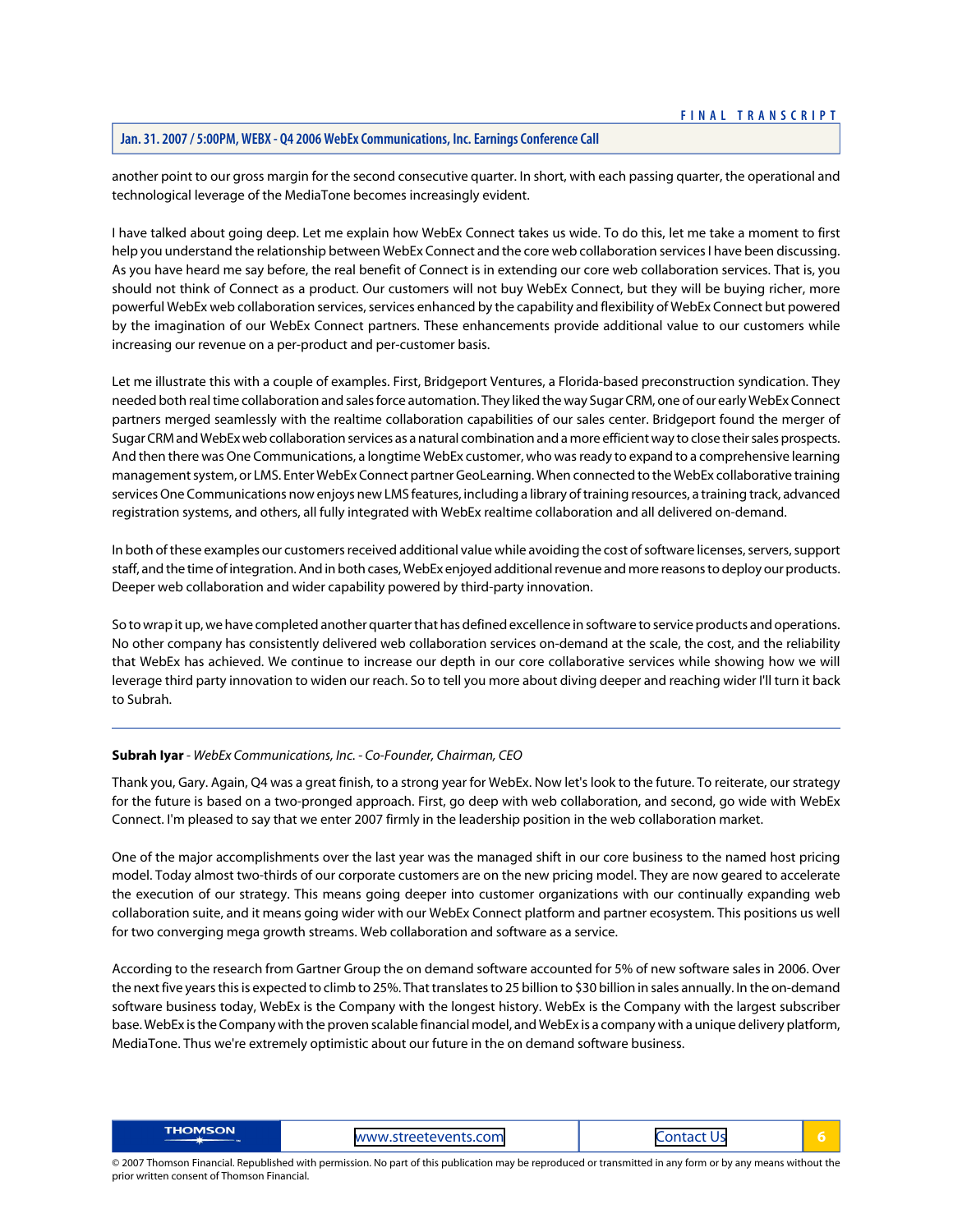another point to our gross margin for the second consecutive quarter. In short, with each passing quarter, the operational and technological leverage of the MediaTone becomes increasingly evident.

I have talked about going deep. Let me explain how WebEx Connect takes us wide. To do this, let me take a moment to first help you understand the relationship between WebEx Connect and the core web collaboration services I have been discussing. As you have heard me say before, the real benefit of Connect is in extending our core web collaboration services. That is, you should not think of Connect as a product. Our customers will not buy WebEx Connect, but they will be buying richer, more powerful WebEx web collaboration services, services enhanced by the capability and flexibility of WebEx Connect but powered by the imagination of our WebEx Connect partners. These enhancements provide additional value to our customers while increasing our revenue on a per-product and per-customer basis.

Let me illustrate this with a couple of examples. First, Bridgeport Ventures, a Florida-based preconstruction syndication. They needed both real time collaboration and sales force automation. They liked the way Sugar CRM, one of our early WebEx Connect partners merged seamlessly with the realtime collaboration capabilities of our sales center. Bridgeport found the merger of Sugar CRM and WebEx web collaboration services as a natural combination and a more efficient way to close their sales prospects. And then there was One Communications, a longtime WebEx customer, who was ready to expand to a comprehensive learning management system, or LMS. Enter WebEx Connect partner GeoLearning. When connected to the WebEx collaborative training services One Communications now enjoys new LMS features, including a library of training resources, a training track, advanced registration systems, and others, all fully integrated with WebEx realtime collaboration and all delivered on-demand.

In both of these examples our customers received additional value while avoiding the cost of software licenses, servers, support staff, and the time of integration. And in both cases, WebEx enjoyed additional revenue and more reasons to deploy our products. Deeper web collaboration and wider capability powered by third-party innovation.

So to wrap it up, we have completed another quarter that has defined excellence in software to service products and operations. No other company has consistently delivered web collaboration services on-demand at the scale, the cost, and the reliability that WebEx has achieved. We continue to increase our depth in our core collaborative services while showing how we will leverage third party innovation to widen our reach. So to tell you more about diving deeper and reaching wider I'll turn it back to Subrah.

---

**Subrah Iyar** - *WebEx Communications, Inc. - Co-Founder, Chairman, CEO*

Thank you, Gary. Again, Q4 was a great finish, to a strong year for WebEx. Now let's look to the future. To reiterate, our strategy for the future is based on a two-pronged approach. First, go deep with web collaboration, and second, go wide with WebEx Connect. I'm pleased to say that we enter 2007 firmly in the leadership position in the web collaboration market.

One of the major accomplishments over the last year was the managed shift in our core business to the named host pricing model. Today almost two-thirds of our corporate customers are on the new pricing model. They are now geared to accelerate the execution of our strategy. This means going deeper into customer organizations with our continually expanding web collaboration suite, and it means going wider with our WebEx Connect platform and partner ecosystem. This positions us well for two converging mega growth streams. Web collaboration and software as a service.

According to the research from Gartner Group the on demand software accounted for 5% of new software sales in 2006. Over the next five years this is expected to climb to 25%. That translates to 25 billion to $30 billion in sales annually. In the on-demand software business today, WebEx is the Company with the longest history. WebEx is the Company with the largest subscriber base. WebEx is the Company with the proven scalable financial model, and WebEx is a company with a unique delivery platform, MediaTone. Thus we're extremely optimistic about our future in the on demand software business.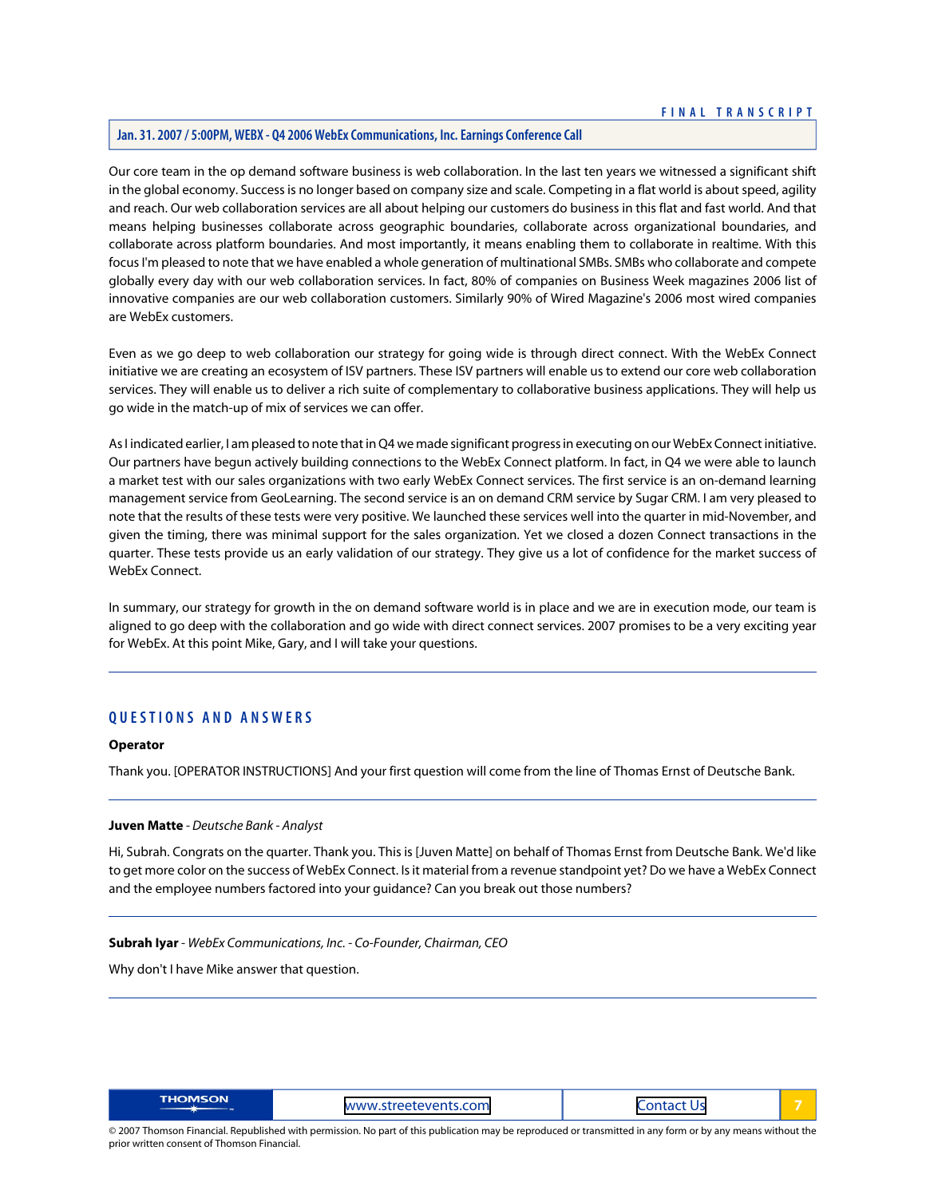Our core team in the op demand software business is web collaboration. In the last ten years we witnessed a significant shift in the global economy. Success is no longer based on company size and scale. Competing in a flat world is about speed, agility and reach. Our web collaboration services are all about helping our customers do business in this flat and fast world. And that means helping businesses collaborate across geographic boundaries, collaborate across organizational boundaries, and collaborate across platform boundaries. And most importantly, it means enabling them to collaborate in realtime. With this focus I'm pleased to note that we have enabled a whole generation of multinational SMBs. SMBs who collaborate and compete globally every day with our web collaboration services. In fact, 80% of companies on Business Week magazines 2006 list of innovative companies are our web collaboration customers. Similarly 90% of Wired Magazine's 2006 most wired companies are WebEx customers.

Even as we go deep to web collaboration our strategy for going wide is through direct connect. With the WebEx Connect initiative we are creating an ecosystem of ISV partners. These ISV partners will enable us to extend our core web collaboration services. They will enable us to deliver a rich suite of complementary to collaborative business applications. They will help us go wide in the match-up of mix of services we can offer.

As I indicated earlier, I am pleased to note that in Q4 we made significant progress in executing on our WebEx Connect initiative. Our partners have begun actively building connections to the WebEx Connect platform. In fact, in Q4 we were able to launch a market test with our sales organizations with two early WebEx Connect services. The first service is an on-demand learning management service from GeoLearning. The second service is an on demand CRM service by Sugar CRM. I am very pleased to note that the results of these tests were very positive. We launched these services well into the quarter in mid-November, and given the timing, there was minimal support for the sales organization. Yet we closed a dozen Connect transactions in the quarter. These tests provide us an early validation of our strategy. They give us a lot of confidence for the market success of WebEx Connect.

In summary, our strategy for growth in the on demand software world is in place and we are in execution mode, our team is aligned to go deep with the collaboration and go wide with direct connect services. 2007 promises to be a very exciting year for WebEx. At this point Mike, Gary, and I will take your questions.

---

## QUESTIONS AND ANSWERS

**Operator**

Thank you. [OPERATOR INSTRUCTIONS] And your first question will come from the line of Thomas Ernst of Deutsche Bank.

---

**Juven Matte** - *Deutsche Bank - Analyst*

Hi, Subrah. Congrats on the quarter. Thank you. This is [Juven Matte] on behalf of Thomas Ernst from Deutsche Bank. We'd like to get more color on the success of WebEx Connect. Is it material from a revenue standpoint yet? Do we have a WebEx Connect and the employee numbers factored into your guidance? Can you break out those numbers?

---

**Subrah Iyar** - *WebEx Communications, Inc. - Co-Founder, Chairman, CEO*

Why don't I have Mike answer that question.

---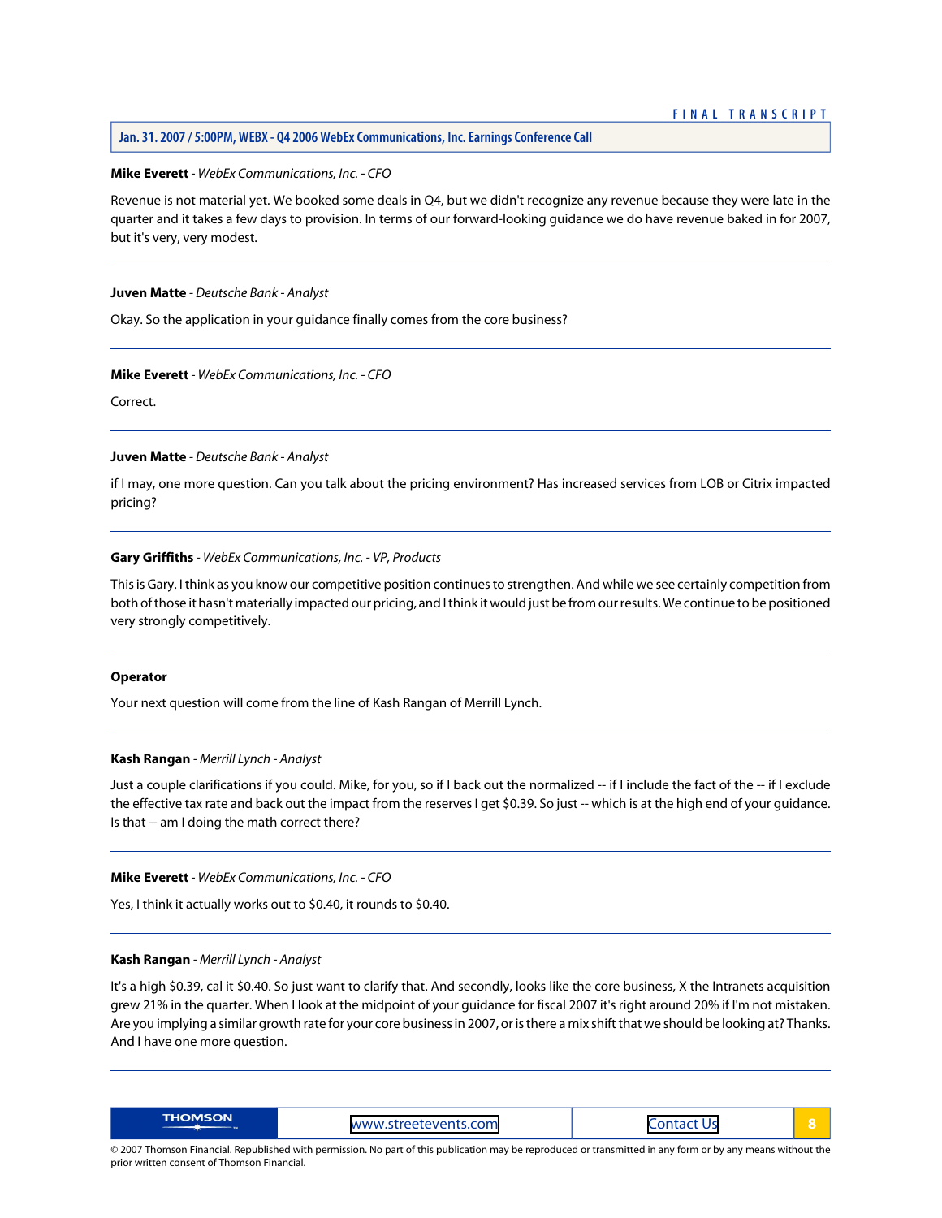**Mike Everett** - *WebEx Communications, Inc. - CFO*

Revenue is not material yet. We booked some deals in Q4, but we didn't recognize any revenue because they were late in the quarter and it takes a few days to provision. In terms of our forward-looking guidance we do have revenue baked in for 2007, but it's very, very modest.

---

**Juven Matte** - *Deutsche Bank - Analyst*

Okay. So the application in your guidance finally comes from the core business?

---

**Mike Everett** - *WebEx Communications, Inc. - CFO*

Correct.

---

**Juven Matte** - *Deutsche Bank - Analyst*

if I may, one more question. Can you talk about the pricing environment? Has increased services from LOB or Citrix impacted pricing?

---

**Gary Griffiths** - *WebEx Communications, Inc. - VP, Products*

This is Gary. I think as you know our competitive position continues to strengthen. And while we see certainly competition from both of those it hasn't materially impacted our pricing, and I think it would just be from our results. We continue to be positioned very strongly competitively.

---

**Operator**

Your next question will come from the line of Kash Rangan of Merrill Lynch.

---

**Kash Rangan** - *Merrill Lynch - Analyst*

Just a couple clarifications if you could. Mike, for you, so if I back out the normalized -- if I include the fact of the -- if I exclude the effective tax rate and back out the impact from the reserves I get $0.39. So just -- which is at the high end of your guidance. Is that -- am I doing the math correct there?

---

**Mike Everett** - *WebEx Communications, Inc. - CFO*

Yes, I think it actually works out to $0.40, it rounds to $0.40.

---

**Kash Rangan** - *Merrill Lynch - Analyst*

It's a high $0.39, cal it $0.40. So just want to clarify that. And secondly, looks like the core business, X the Intranets acquisition grew 21% in the quarter. When I look at the midpoint of your guidance for fiscal 2007 it's right around 20% if I'm not mistaken. Are you implying a similar growth rate for your core business in 2007, or is there a mix shift that we should be looking at? Thanks. And I have one more question.

---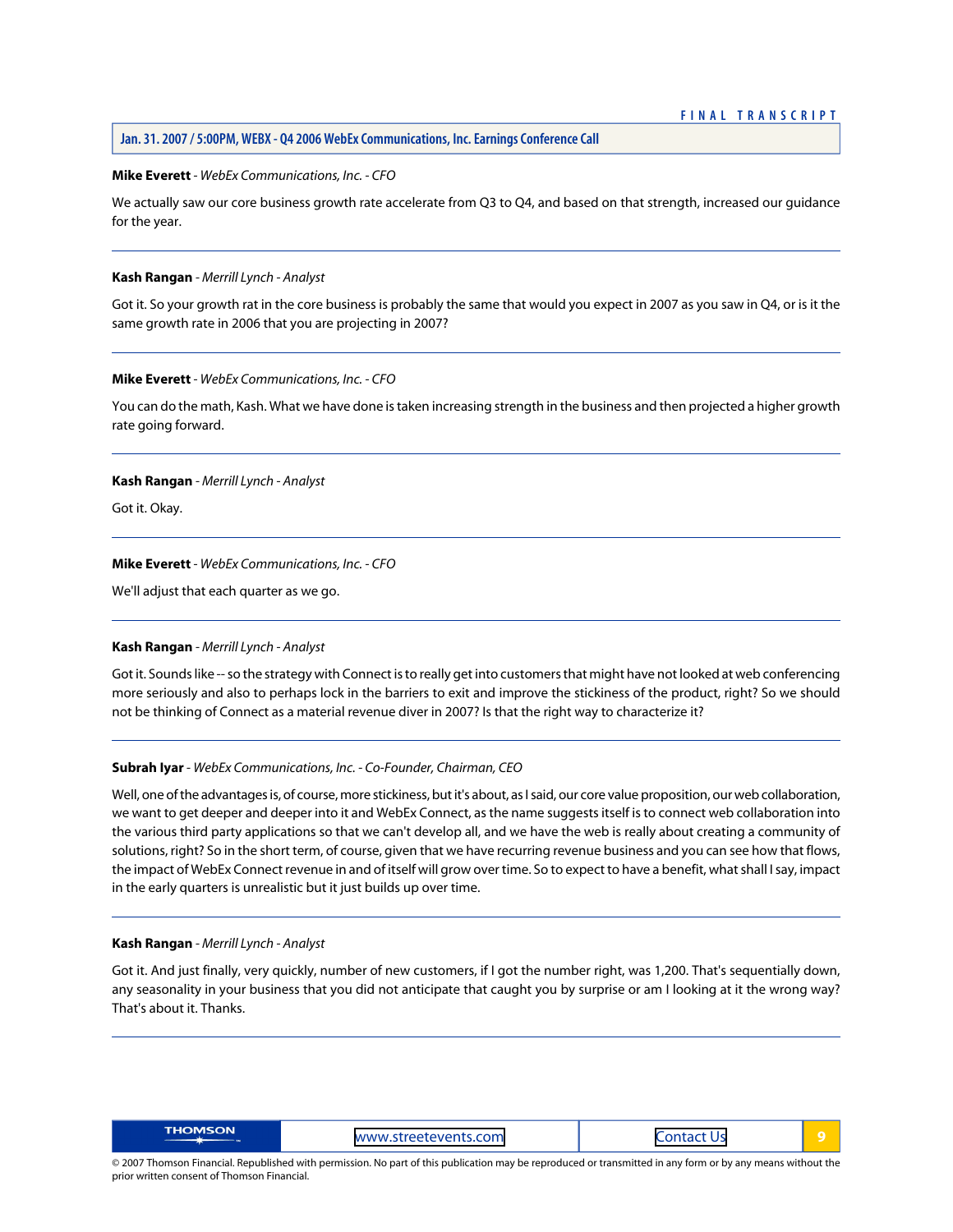**Mike Everett** - *WebEx Communications, Inc. - CFO*

We actually saw our core business growth rate accelerate from Q3 to Q4, and based on that strength, increased our guidance for the year.

---

**Kash Rangan** - *Merrill Lynch - Analyst*

Got it. So your growth rat in the core business is probably the same that would you expect in 2007 as you saw in Q4, or is it the same growth rate in 2006 that you are projecting in 2007?

---

**Mike Everett** - *WebEx Communications, Inc. - CFO*

You can do the math, Kash. What we have done is taken increasing strength in the business and then projected a higher growth rate going forward.

---

**Kash Rangan** - *Merrill Lynch - Analyst*

Got it. Okay.

---

**Mike Everett** - *WebEx Communications, Inc. - CFO*

We'll adjust that each quarter as we go.

---

**Kash Rangan** - *Merrill Lynch - Analyst*

Got it. Sounds like -- so the strategy with Connect is to really get into customers that might have not looked at web conferencing more seriously and also to perhaps lock in the barriers to exit and improve the stickiness of the product, right? So we should not be thinking of Connect as a material revenue diver in 2007? Is that the right way to characterize it?

---

**Subrah Iyar** - *WebEx Communications, Inc. - Co-Founder, Chairman, CEO*

Well, one of the advantages is, of course, more stickiness, but it's about, as I said, our core value proposition, our web collaboration, we want to get deeper and deeper into it and WebEx Connect, as the name suggests itself is to connect web collaboration into the various third party applications so that we can't develop all, and we have the web is really about creating a community of solutions, right? So in the short term, of course, given that we have recurring revenue business and you can see how that flows, the impact of WebEx Connect revenue in and of itself will grow over time. So to expect to have a benefit, what shall I say, impact in the early quarters is unrealistic but it just builds up over time.

---

**Kash Rangan** - *Merrill Lynch - Analyst*

Got it. And just finally, very quickly, number of new customers, if I got the number right, was 1,200. That's sequentially down, any seasonality in your business that you did not anticipate that caught you by surprise or am I looking at it the wrong way? That's about it. Thanks.

---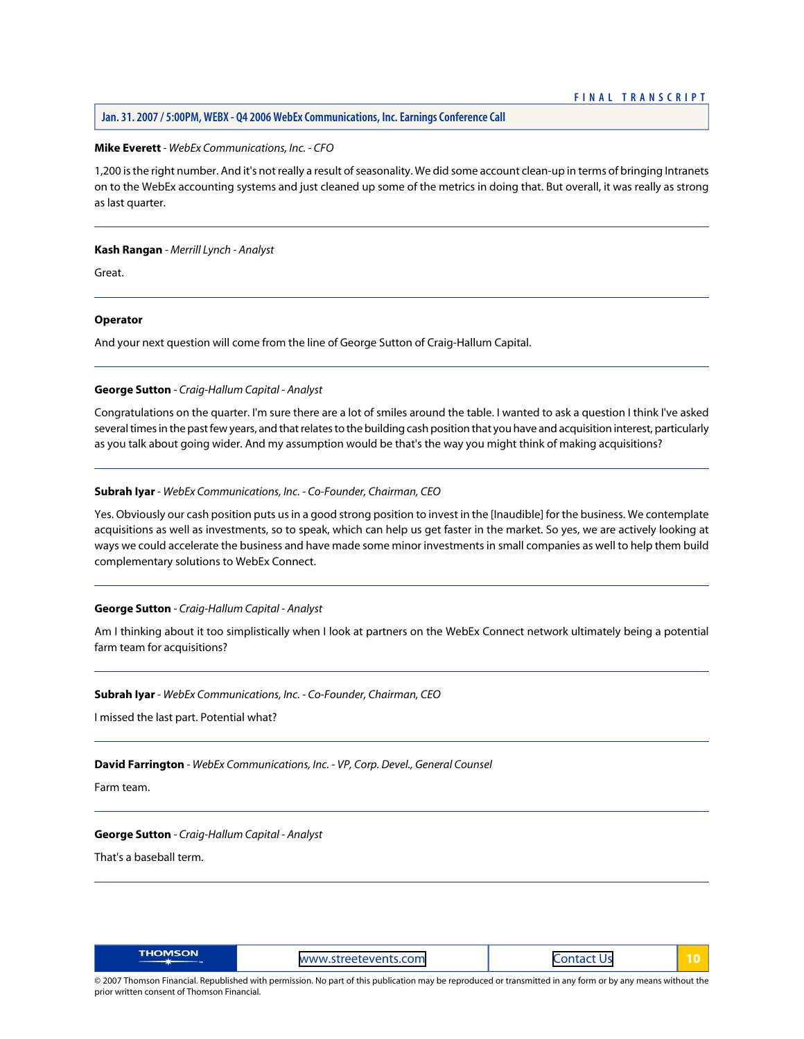**Mike Everett** - *WebEx Communications, Inc. - CFO*

1,200 is the right number. And it's not really a result of seasonality. We did some account clean-up in terms of bringing Intranets on to the WebEx accounting systems and just cleaned up some of the metrics in doing that. But overall, it was really as strong as last quarter.

---

**Kash Rangan** - *Merrill Lynch - Analyst*

Great.

---

**Operator**

And your next question will come from the line of George Sutton of Craig-Hallum Capital.

---

**George Sutton** - *Craig-Hallum Capital - Analyst*

Congratulations on the quarter. I'm sure there are a lot of smiles around the table. I wanted to ask a question I think I've asked several times in the past few years, and that relates to the building cash position that you have and acquisition interest, particularly as you talk about going wider. And my assumption would be that's the way you might think of making acquisitions?

---

**Subrah Iyar** - *WebEx Communications, Inc. - Co-Founder, Chairman, CEO*

Yes. Obviously our cash position puts us in a good strong position to invest in the [Inaudible] for the business. We contemplate acquisitions as well as investments, so to speak, which can help us get faster in the market. So yes, we are actively looking at ways we could accelerate the business and have made some minor investments in small companies as well to help them build complementary solutions to WebEx Connect.

---

**George Sutton** - *Craig-Hallum Capital - Analyst*

Am I thinking about it too simplistically when I look at partners on the WebEx Connect network ultimately being a potential farm team for acquisitions?

---

**Subrah Iyar** - *WebEx Communications, Inc. - Co-Founder, Chairman, CEO*

I missed the last part. Potential what?

---

**David Farrington** - *WebEx Communications, Inc. - VP, Corp. Devel., General Counsel*

Farm team.

---

**George Sutton** - *Craig-Hallum Capital - Analyst*

That's a baseball term.

---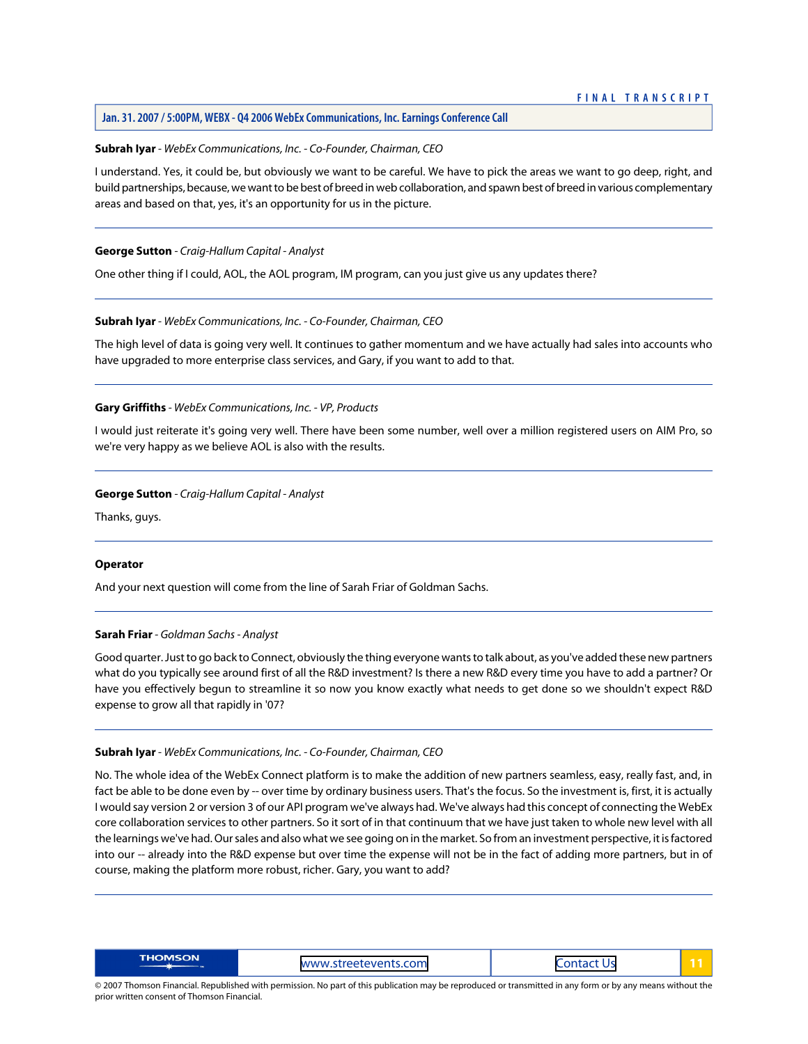**Subrah Iyar** - *WebEx Communications, Inc. - Co-Founder, Chairman, CEO*

I understand. Yes, it could be, but obviously we want to be careful. We have to pick the areas we want to go deep, right, and build partnerships, because, we want to be best of breed in web collaboration, and spawn best of breed in various complementary areas and based on that, yes, it's an opportunity for us in the picture.

---

**George Sutton** - *Craig-Hallum Capital - Analyst*

One other thing if I could, AOL, the AOL program, IM program, can you just give us any updates there?

---

**Subrah Iyar** - *WebEx Communications, Inc. - Co-Founder, Chairman, CEO*

The high level of data is going very well. It continues to gather momentum and we have actually had sales into accounts who have upgraded to more enterprise class services, and Gary, if you want to add to that.

---

**Gary Griffiths** - *WebEx Communications, Inc. - VP, Products*

I would just reiterate it's going very well. There have been some number, well over a million registered users on AIM Pro, so we're very happy as we believe AOL is also with the results.

---

**George Sutton** - *Craig-Hallum Capital - Analyst*

Thanks, guys.

---

**Operator**

And your next question will come from the line of Sarah Friar of Goldman Sachs.

---

**Sarah Friar** - *Goldman Sachs - Analyst*

Good quarter. Just to go back to Connect, obviously the thing everyone wants to talk about, as you've added these new partners what do you typically see around first of all the R&D investment? Is there a new R&D every time you have to add a partner? Or have you effectively begun to streamline it so now you know exactly what needs to get done so we shouldn't expect R&D expense to grow all that rapidly in '07?

---

**Subrah Iyar** - *WebEx Communications, Inc. - Co-Founder, Chairman, CEO*

No. The whole idea of the WebEx Connect platform is to make the addition of new partners seamless, easy, really fast, and, in fact be able to be done even by -- over time by ordinary business users. That's the focus. So the investment is, first, it is actually I would say version 2 or version 3 of our API program we've always had. We've always had this concept of connecting the WebEx core collaboration services to other partners. So it sort of in that continuum that we have just taken to whole new level with all the learnings we've had. Our sales and also what we see going on in the market. So from an investment perspective, it is factored into our -- already into the R&D expense but over time the expense will not be in the fact of adding more partners, but in of course, making the platform more robust, richer. Gary, you want to add?

---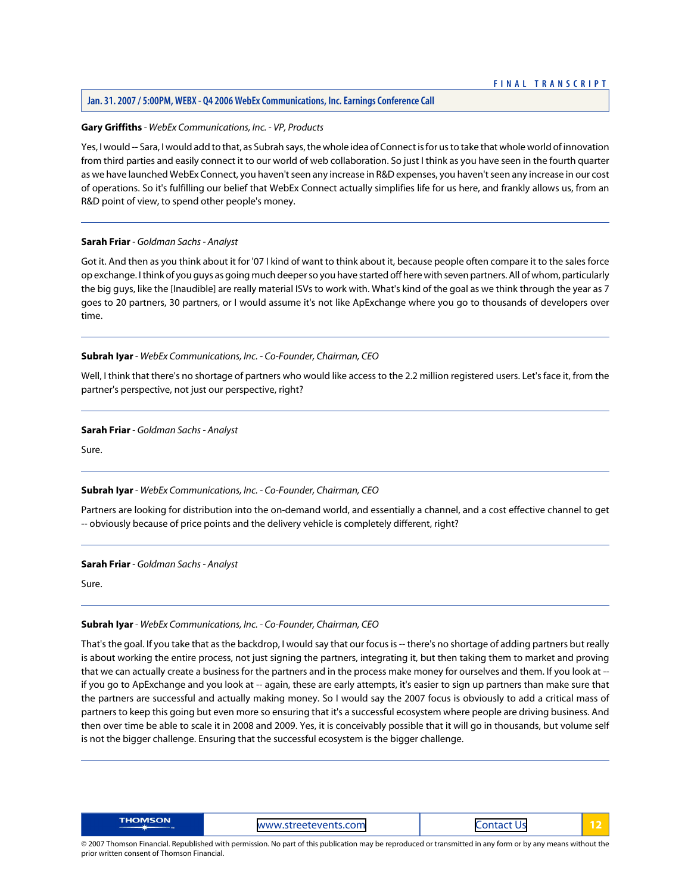**Gary Griffiths** - *WebEx Communications, Inc. - VP, Products*

Yes, I would -- Sara, I would add to that, as Subrah says, the whole idea of Connect is for us to take that whole world of innovation from third parties and easily connect it to our world of web collaboration. So just I think as you have seen in the fourth quarter as we have launched WebEx Connect, you haven't seen any increase in R&D expenses, you haven't seen any increase in our cost of operations. So it's fulfilling our belief that WebEx Connect actually simplifies life for us here, and frankly allows us, from an R&D point of view, to spend other people's money.

---

**Sarah Friar** - *Goldman Sachs - Analyst*

Got it. And then as you think about it for '07 I kind of want to think about it, because people often compare it to the sales force op exchange. I think of you guys as going much deeper so you have started off here with seven partners. All of whom, particularly the big guys, like the [Inaudible] are really material ISVs to work with. What's kind of the goal as we think through the year as 7 goes to 20 partners, 30 partners, or I would assume it's not like ApExchange where you go to thousands of developers over time.

---

**Subrah Iyar** - *WebEx Communications, Inc. - Co-Founder, Chairman, CEO*

Well, I think that there's no shortage of partners who would like access to the 2.2 million registered users. Let's face it, from the partner's perspective, not just our perspective, right?

---

**Sarah Friar** - *Goldman Sachs - Analyst*

Sure.

---

**Subrah Iyar** - *WebEx Communications, Inc. - Co-Founder, Chairman, CEO*

Partners are looking for distribution into the on-demand world, and essentially a channel, and a cost effective channel to get -- obviously because of price points and the delivery vehicle is completely different, right?

---

**Sarah Friar** - *Goldman Sachs - Analyst*

Sure.

---

**Subrah Iyar** - *WebEx Communications, Inc. - Co-Founder, Chairman, CEO*

That's the goal. If you take that as the backdrop, I would say that our focus is -- there's no shortage of adding partners but really is about working the entire process, not just signing the partners, integrating it, but then taking them to market and proving that we can actually create a business for the partners and in the process make money for ourselves and them. If you look at -- if you go to ApExchange and you look at -- again, these are early attempts, it's easier to sign up partners than make sure that the partners are successful and actually making money. So I would say the 2007 focus is obviously to add a critical mass of partners to keep this going but even more so ensuring that it's a successful ecosystem where people are driving business. And then over time be able to scale it in 2008 and 2009. Yes, it is conceivably possible that it will go in thousands, but volume self is not the bigger challenge. Ensuring that the successful ecosystem is the bigger challenge.

---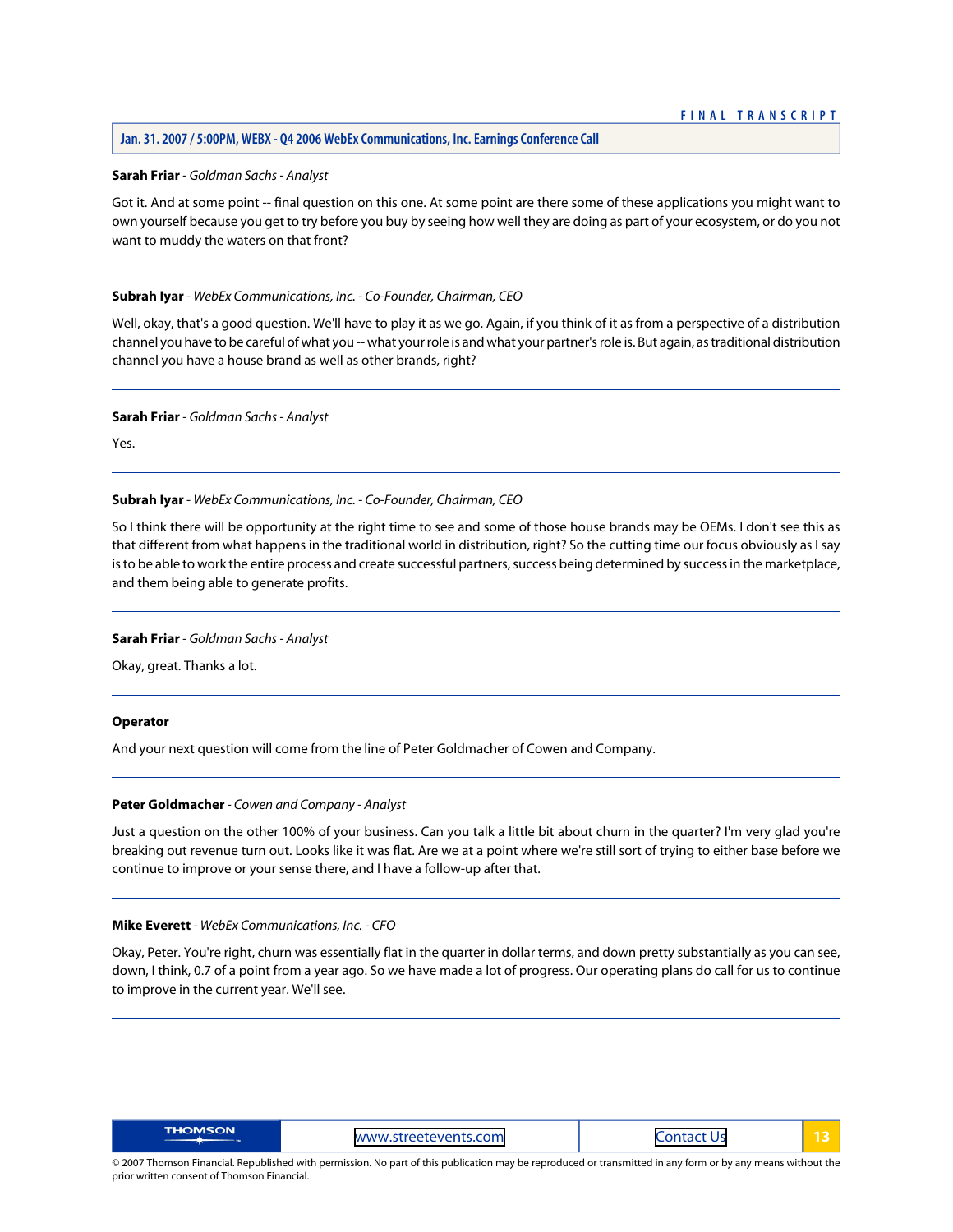**Sarah Friar** - *Goldman Sachs - Analyst*

Got it. And at some point -- final question on this one. At some point are there some of these applications you might want to own yourself because you get to try before you buy by seeing how well they are doing as part of your ecosystem, or do you not want to muddy the waters on that front?

---

**Subrah Iyar** - *WebEx Communications, Inc. - Co-Founder, Chairman, CEO*

Well, okay, that's a good question. We'll have to play it as we go. Again, if you think of it as from a perspective of a distribution channel you have to be careful of what you -- what your role is and what your partner's role is. But again, as traditional distribution channel you have a house brand as well as other brands, right?

---

**Sarah Friar** - *Goldman Sachs - Analyst*

Yes.

---

**Subrah Iyar** - *WebEx Communications, Inc. - Co-Founder, Chairman, CEO*

So I think there will be opportunity at the right time to see and some of those house brands may be OEMs. I don't see this as that different from what happens in the traditional world in distribution, right? So the cutting time our focus obviously as I say is to be able to work the entire process and create successful partners, success being determined by success in the marketplace, and them being able to generate profits.

---

**Sarah Friar** - *Goldman Sachs - Analyst*

Okay, great. Thanks a lot.

---

**Operator**

And your next question will come from the line of Peter Goldmacher of Cowen and Company.

---

**Peter Goldmacher** - *Cowen and Company - Analyst*

Just a question on the other 100% of your business. Can you talk a little bit about churn in the quarter? I'm very glad you're breaking out revenue turn out. Looks like it was flat. Are we at a point where we're still sort of trying to either base before we continue to improve or your sense there, and I have a follow-up after that.

---

**Mike Everett** - *WebEx Communications, Inc. - CFO*

Okay, Peter. You're right, churn was essentially flat in the quarter in dollar terms, and down pretty substantially as you can see, down, I think, 0.7 of a point from a year ago. So we have made a lot of progress. Our operating plans do call for us to continue to improve in the current year. We'll see.

---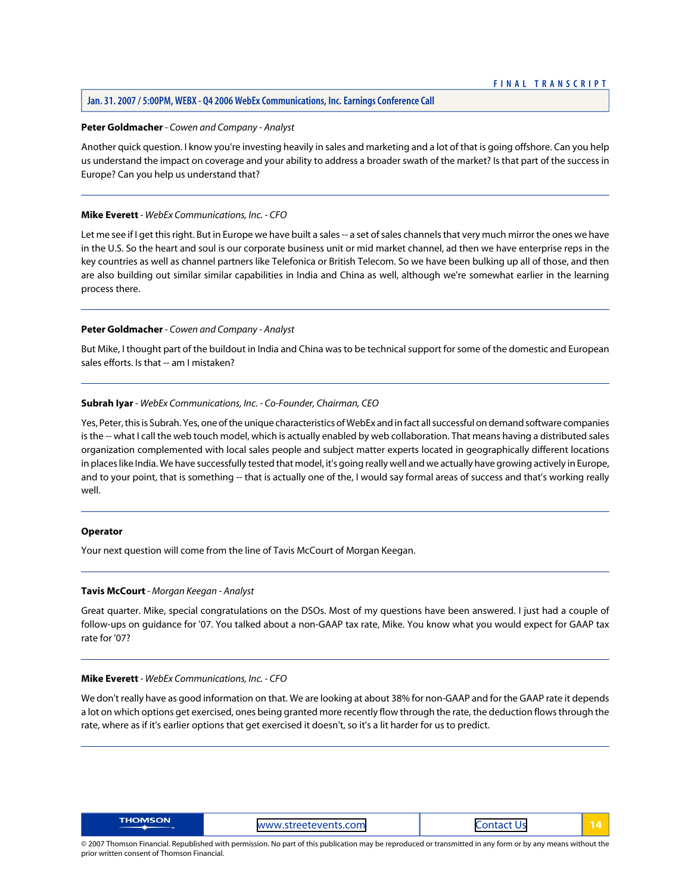**Peter Goldmacher** - *Cowen and Company - Analyst*

Another quick question. I know you're investing heavily in sales and marketing and a lot of that is going offshore. Can you help us understand the impact on coverage and your ability to address a broader swath of the market? Is that part of the success in Europe? Can you help us understand that?

---

**Mike Everett** - *WebEx Communications, Inc. - CFO*

Let me see if I get this right. But in Europe we have built a sales -- a set of sales channels that very much mirror the ones we have in the U.S. So the heart and soul is our corporate business unit or mid market channel, ad then we have enterprise reps in the key countries as well as channel partners like Telefonica or British Telecom. So we have been bulking up all of those, and then are also building out similar similar capabilities in India and China as well, although we're somewhat earlier in the learning process there.

---

**Peter Goldmacher** - *Cowen and Company - Analyst*

But Mike, I thought part of the buildout in India and China was to be technical support for some of the domestic and European sales efforts. Is that -- am I mistaken?

---

**Subrah Iyar** - *WebEx Communications, Inc. - Co-Founder, Chairman, CEO*

Yes, Peter, this is Subrah. Yes, one of the unique characteristics of WebEx and in fact all successful on demand software companies is the -- what I call the web touch model, which is actually enabled by web collaboration. That means having a distributed sales organization complemented with local sales people and subject matter experts located in geographically different locations in places like India. We have successfully tested that model, it's going really well and we actually have growing actively in Europe, and to your point, that is something -- that is actually one of the, I would say formal areas of success and that's working really well.

---

**Operator**

Your next question will come from the line of Tavis McCourt of Morgan Keegan.

---

**Tavis McCourt** - *Morgan Keegan - Analyst*

Great quarter. Mike, special congratulations on the DSOs. Most of my questions have been answered. I just had a couple of follow-ups on guidance for '07. You talked about a non-GAAP tax rate, Mike. You know what you would expect for GAAP tax rate for '07?

---

**Mike Everett** - *WebEx Communications, Inc. - CFO*

We don't really have as good information on that. We are looking at about 38% for non-GAAP and for the GAAP rate it depends a lot on which options get exercised, ones being granted more recently flow through the rate, the deduction flows through the rate, where as if it's earlier options that get exercised it doesn't, so it's a lit harder for us to predict.

---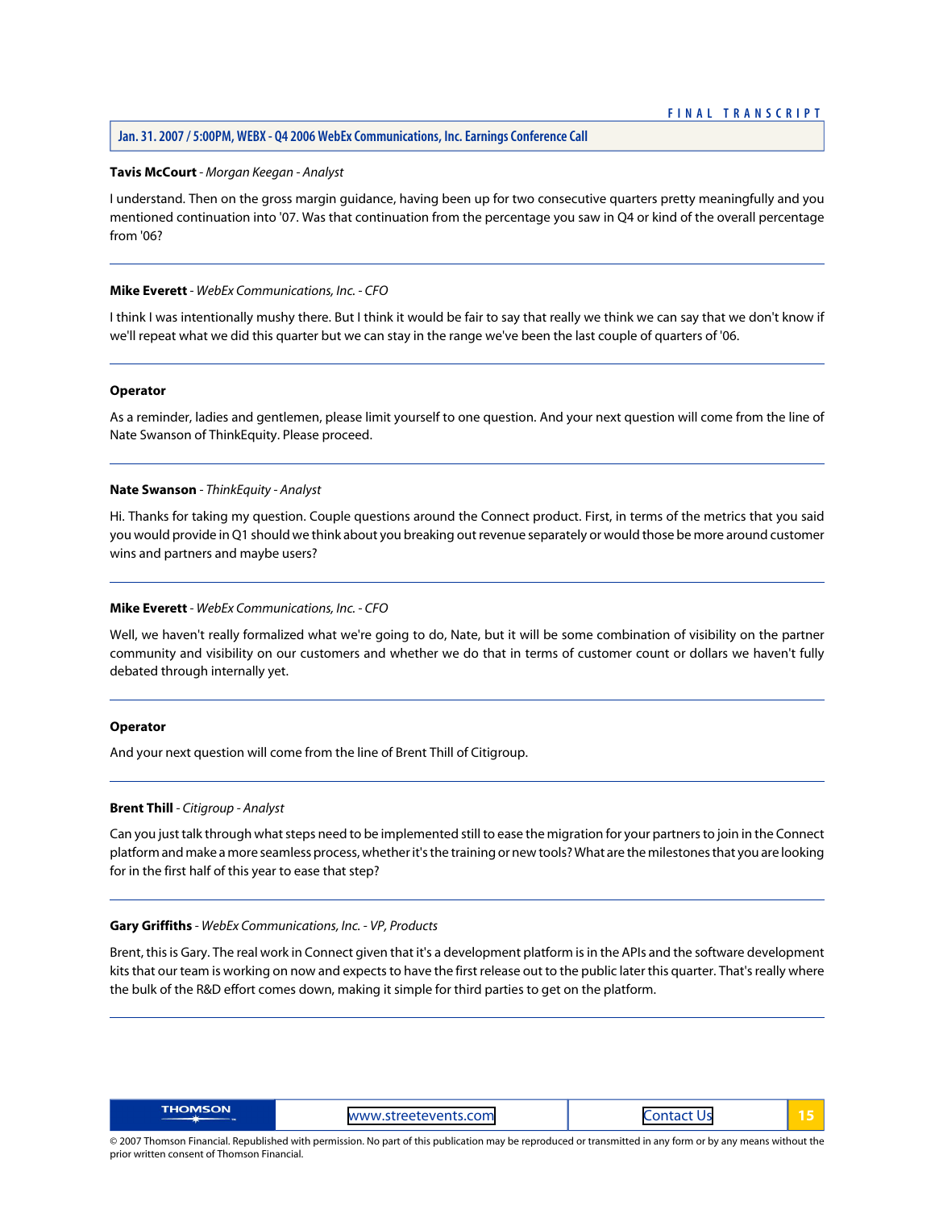**Tavis McCourt** - *Morgan Keegan - Analyst*

I understand. Then on the gross margin guidance, having been up for two consecutive quarters pretty meaningfully and you mentioned continuation into '07. Was that continuation from the percentage you saw in Q4 or kind of the overall percentage from '06?

---

**Mike Everett** - *WebEx Communications, Inc. - CFO*

I think I was intentionally mushy there. But I think it would be fair to say that really we think we can say that we don't know if we'll repeat what we did this quarter but we can stay in the range we've been the last couple of quarters of '06.

---

**Operator**

As a reminder, ladies and gentlemen, please limit yourself to one question. And your next question will come from the line of Nate Swanson of ThinkEquity. Please proceed.

---

**Nate Swanson** - *ThinkEquity - Analyst*

Hi. Thanks for taking my question. Couple questions around the Connect product. First, in terms of the metrics that you said you would provide in Q1 should we think about you breaking out revenue separately or would those be more around customer wins and partners and maybe users?

---

**Mike Everett** - *WebEx Communications, Inc. - CFO*

Well, we haven't really formalized what we're going to do, Nate, but it will be some combination of visibility on the partner community and visibility on our customers and whether we do that in terms of customer count or dollars we haven't fully debated through internally yet.

---

**Operator**

And your next question will come from the line of Brent Thill of Citigroup.

---

**Brent Thill** - *Citigroup - Analyst*

Can you just talk through what steps need to be implemented still to ease the migration for your partners to join in the Connect platform and make a more seamless process, whether it's the training or new tools? What are the milestones that you are looking for in the first half of this year to ease that step?

---

**Gary Griffiths** - *WebEx Communications, Inc. - VP, Products*

Brent, this is Gary. The real work in Connect given that it's a development platform is in the APIs and the software development kits that our team is working on now and expects to have the first release out to the public later this quarter. That's really where the bulk of the R&D effort comes down, making it simple for third parties to get on the platform.

---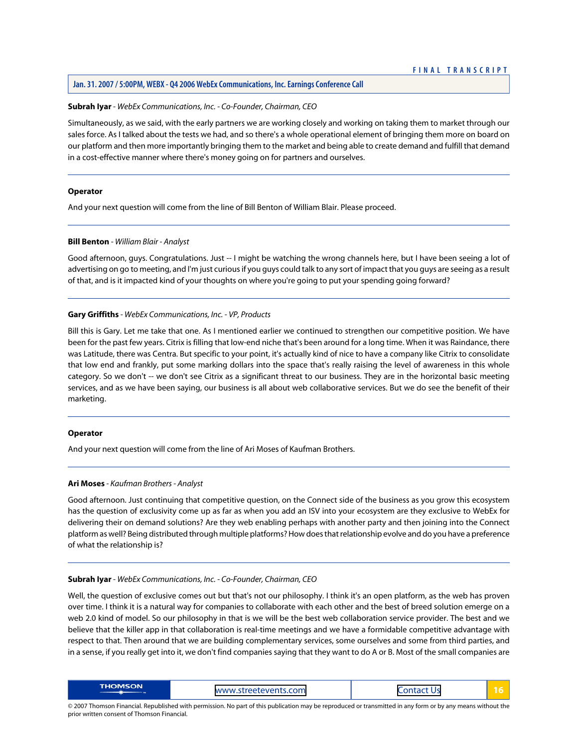**Subrah Iyar** - *WebEx Communications, Inc. - Co-Founder, Chairman, CEO*

Simultaneously, as we said, with the early partners we are working closely and working on taking them to market through our sales force. As I talked about the tests we had, and so there's a whole operational element of bringing them more on board on our platform and then more importantly bringing them to the market and being able to create demand and fulfill that demand in a cost-effective manner where there's money going on for partners and ourselves.

---

**Operator**

And your next question will come from the line of Bill Benton of William Blair. Please proceed.

---

**Bill Benton** - *William Blair - Analyst*

Good afternoon, guys. Congratulations. Just -- I might be watching the wrong channels here, but I have been seeing a lot of advertising on go to meeting, and I'm just curious if you guys could talk to any sort of impact that you guys are seeing as a result of that, and is it impacted kind of your thoughts on where you're going to put your spending going forward?

---

**Gary Griffiths** - *WebEx Communications, Inc. - VP, Products*

Bill this is Gary. Let me take that one. As I mentioned earlier we continued to strengthen our competitive position. We have been for the past few years. Citrix is filling that low-end niche that's been around for a long time. When it was Raindance, there was Latitude, there was Centra. But specific to your point, it's actually kind of nice to have a company like Citrix to consolidate that low end and frankly, put some marking dollars into the space that's really raising the level of awareness in this whole category. So we don't -- we don't see Citrix as a significant threat to our business. They are in the horizontal basic meeting services, and as we have been saying, our business is all about web collaborative services. But we do see the benefit of their marketing.

---

**Operator**

And your next question will come from the line of Ari Moses of Kaufman Brothers.

---

**Ari Moses** - *Kaufman Brothers - Analyst*

Good afternoon. Just continuing that competitive question, on the Connect side of the business as you grow this ecosystem has the question of exclusivity come up as far as when you add an ISV into your ecosystem are they exclusive to WebEx for delivering their on demand solutions? Are they web enabling perhaps with another party and then joining into the Connect platform as well? Being distributed through multiple platforms? How does that relationship evolve and do you have a preference of what the relationship is?

---

**Subrah Iyar** - *WebEx Communications, Inc. - Co-Founder, Chairman, CEO*

Well, the question of exclusive comes out but that's not our philosophy. I think it's an open platform, as the web has proven over time. I think it is a natural way for companies to collaborate with each other and the best of breed solution emerge on a web 2.0 kind of model. So our philosophy in that is we will be the best web collaboration service provider. The best and we believe that the killer app in that collaboration is real-time meetings and we have a formidable competitive advantage with respect to that. Then around that we are building complementary services, some ourselves and some from third parties, and in a sense, if you really get into it, we don't find companies saying that they want to do A or B. Most of the small companies are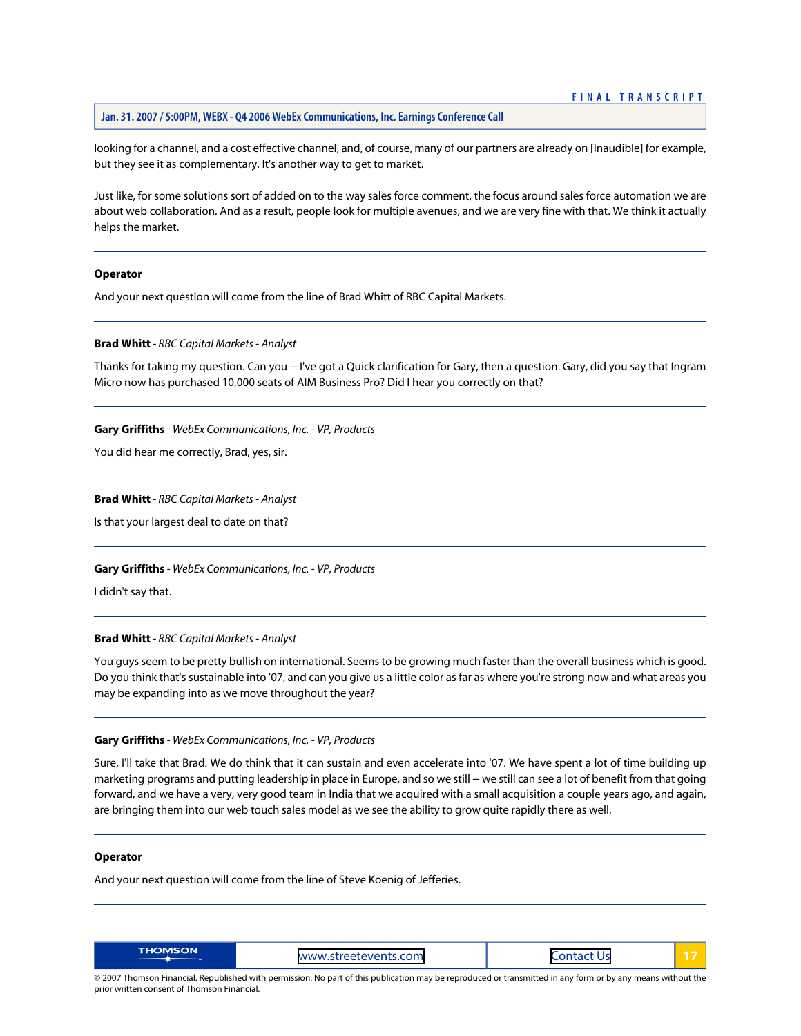looking for a channel, and a cost effective channel, and, of course, many of our partners are already on [Inaudible] for example, but they see it as complementary. It's another way to get to market.

Just like, for some solutions sort of added on to the way sales force comment, the focus around sales force automation we are about web collaboration. And as a result, people look for multiple avenues, and we are very fine with that. We think it actually helps the market.

---

**Operator**

And your next question will come from the line of Brad Whitt of RBC Capital Markets.

---

**Brad Whitt** - *RBC Capital Markets - Analyst*

Thanks for taking my question. Can you -- I've got a Quick clarification for Gary, then a question. Gary, did you say that Ingram Micro now has purchased 10,000 seats of AIM Business Pro? Did I hear you correctly on that?

---

**Gary Griffiths** - *WebEx Communications, Inc. - VP, Products*

You did hear me correctly, Brad, yes, sir.

---

**Brad Whitt** - *RBC Capital Markets - Analyst*

Is that your largest deal to date on that?

---

**Gary Griffiths** - *WebEx Communications, Inc. - VP, Products*

I didn't say that.

---

**Brad Whitt** - *RBC Capital Markets - Analyst*

You guys seem to be pretty bullish on international. Seems to be growing much faster than the overall business which is good. Do you think that's sustainable into '07, and can you give us a little color as far as where you're strong now and what areas you may be expanding into as we move throughout the year?

---

**Gary Griffiths** - *WebEx Communications, Inc. - VP, Products*

Sure, I'll take that Brad. We do think that it can sustain and even accelerate into '07. We have spent a lot of time building up marketing programs and putting leadership in place in Europe, and so we still -- we still can see a lot of benefit from that going forward, and we have a very, very good team in India that we acquired with a small acquisition a couple years ago, and again, are bringing them into our web touch sales model as we see the ability to grow quite rapidly there as well.

---

**Operator**

And your next question will come from the line of Steve Koenig of Jefferies.

---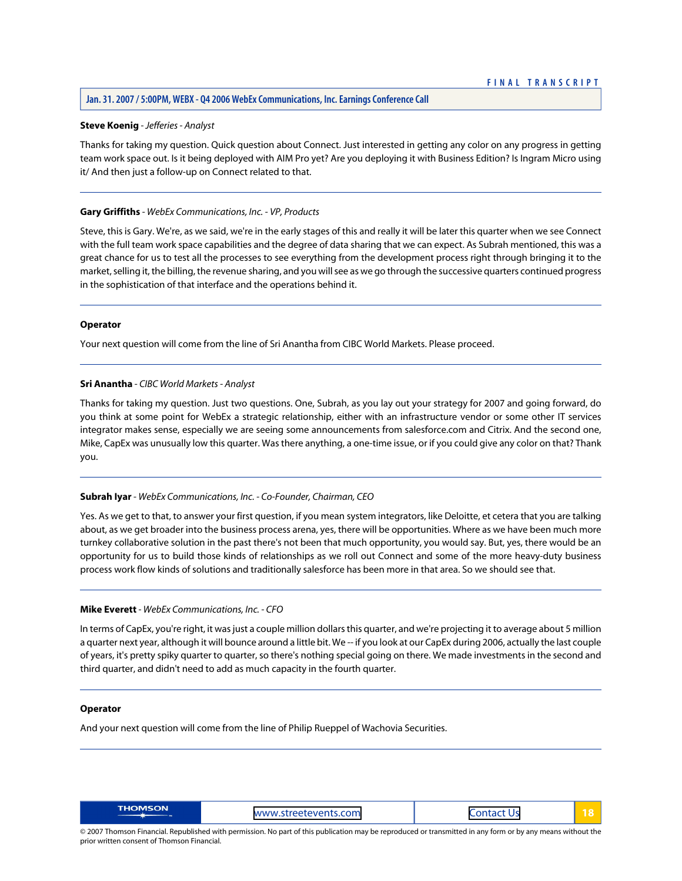**Steve Koenig** - *Jefferies - Analyst*

Thanks for taking my question. Quick question about Connect. Just interested in getting any color on any progress in getting team work space out. Is it being deployed with AIM Pro yet? Are you deploying it with Business Edition? Is Ingram Micro using it/ And then just a follow-up on Connect related to that.

---

**Gary Griffiths** - *WebEx Communications, Inc. - VP, Products*

Steve, this is Gary. We're, as we said, we're in the early stages of this and really it will be later this quarter when we see Connect with the full team work space capabilities and the degree of data sharing that we can expect. As Subrah mentioned, this was a great chance for us to test all the processes to see everything from the development process right through bringing it to the market, selling it, the billing, the revenue sharing, and you will see as we go through the successive quarters continued progress in the sophistication of that interface and the operations behind it.

---

**Operator**

Your next question will come from the line of Sri Anantha from CIBC World Markets. Please proceed.

---

**Sri Anantha** - *CIBC World Markets - Analyst*

Thanks for taking my question. Just two questions. One, Subrah, as you lay out your strategy for 2007 and going forward, do you think at some point for WebEx a strategic relationship, either with an infrastructure vendor or some other IT services integrator makes sense, especially we are seeing some announcements from salesforce.com and Citrix. And the second one, Mike, CapEx was unusually low this quarter. Was there anything, a one-time issue, or if you could give any color on that? Thank you.

---

**Subrah Iyar** - *WebEx Communications, Inc. - Co-Founder, Chairman, CEO*

Yes. As we get to that, to answer your first question, if you mean system integrators, like Deloitte, et cetera that you are talking about, as we get broader into the business process arena, yes, there will be opportunities. Where as we have been much more turnkey collaborative solution in the past there's not been that much opportunity, you would say. But, yes, there would be an opportunity for us to build those kinds of relationships as we roll out Connect and some of the more heavy-duty business process work flow kinds of solutions and traditionally salesforce has been more in that area. So we should see that.

---

**Mike Everett** - *WebEx Communications, Inc. - CFO*

In terms of CapEx, you're right, it was just a couple million dollars this quarter, and we're projecting it to average about 5 million a quarter next year, although it will bounce around a little bit. We -- if you look at our CapEx during 2006, actually the last couple of years, it's pretty spiky quarter to quarter, so there's nothing special going on there. We made investments in the second and third quarter, and didn't need to add as much capacity in the fourth quarter.

---

**Operator**

And your next question will come from the line of Philip Rueppel of Wachovia Securities.

---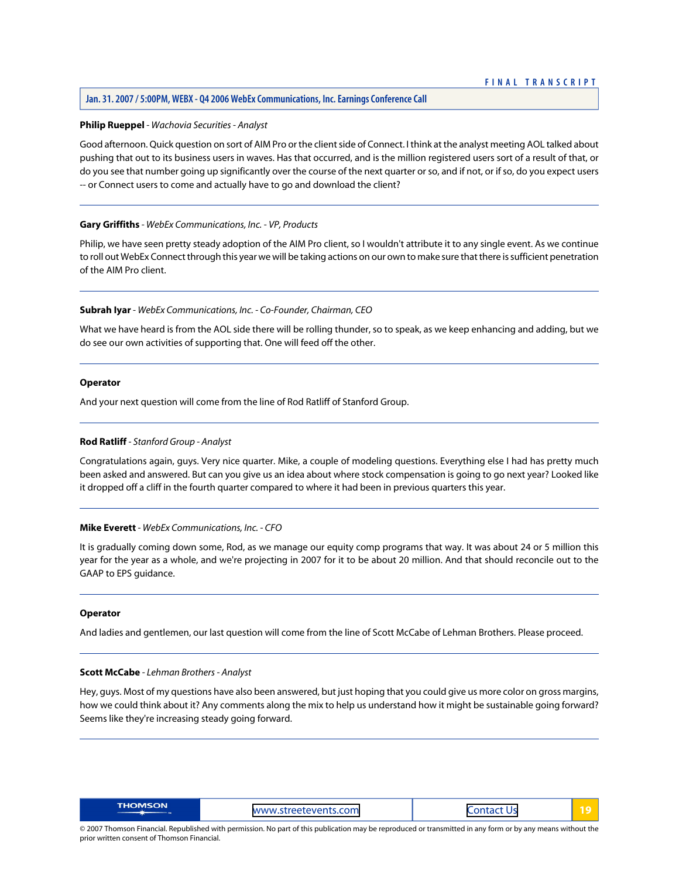**Philip Rueppel** - *Wachovia Securities - Analyst*

Good afternoon. Quick question on sort of AIM Pro or the client side of Connect. I think at the analyst meeting AOL talked about pushing that out to its business users in waves. Has that occurred, and is the million registered users sort of a result of that, or do you see that number going up significantly over the course of the next quarter or so, and if not, or if so, do you expect users -- or Connect users to come and actually have to go and download the client?

---

**Gary Griffiths** - *WebEx Communications, Inc. - VP, Products*

Philip, we have seen pretty steady adoption of the AIM Pro client, so I wouldn't attribute it to any single event. As we continue to roll out WebEx Connect through this year we will be taking actions on our own to make sure that there is sufficient penetration of the AIM Pro client.

---

**Subrah Iyar** - *WebEx Communications, Inc. - Co-Founder, Chairman, CEO*

What we have heard is from the AOL side there will be rolling thunder, so to speak, as we keep enhancing and adding, but we do see our own activities of supporting that. One will feed off the other.

---

**Operator**

And your next question will come from the line of Rod Ratliff of Stanford Group.

---

**Rod Ratliff** - *Stanford Group - Analyst*

Congratulations again, guys. Very nice quarter. Mike, a couple of modeling questions. Everything else I had has pretty much been asked and answered. But can you give us an idea about where stock compensation is going to go next year? Looked like it dropped off a cliff in the fourth quarter compared to where it had been in previous quarters this year.

---

**Mike Everett** - *WebEx Communications, Inc. - CFO*

It is gradually coming down some, Rod, as we manage our equity comp programs that way. It was about 24 or 5 million this year for the year as a whole, and we're projecting in 2007 for it to be about 20 million. And that should reconcile out to the GAAP to EPS guidance.

---

**Operator**

And ladies and gentlemen, our last question will come from the line of Scott McCabe of Lehman Brothers. Please proceed.

---

**Scott McCabe** - *Lehman Brothers - Analyst*

Hey, guys. Most of my questions have also been answered, but just hoping that you could give us more color on gross margins, how we could think about it? Any comments along the mix to help us understand how it might be sustainable going forward? Seems like they're increasing steady going forward.

---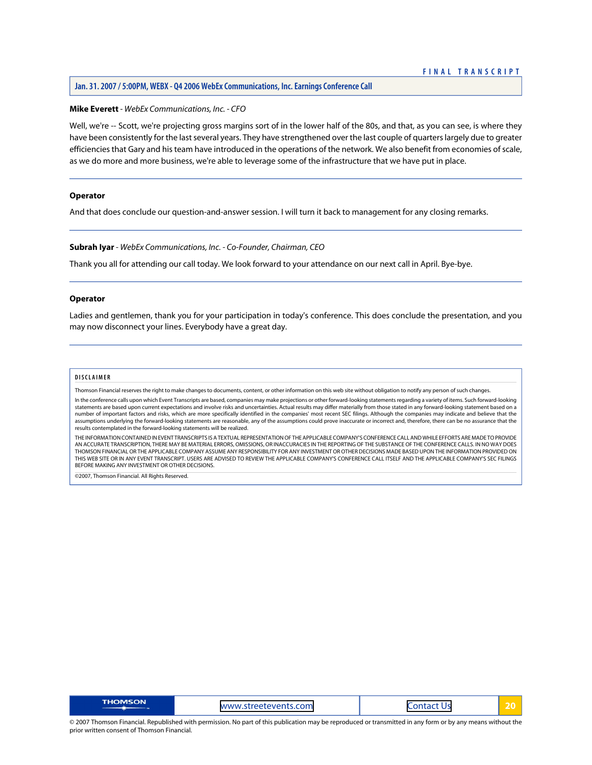**Mike Everett** - *WebEx Communications, Inc. - CFO*

Well, we're -- Scott, we're projecting gross margins sort of in the lower half of the 80s, and that, as you can see, is where they have been consistently for the last several years. They have strengthened over the last couple of quarters largely due to greater efficiencies that Gary and his team have introduced in the operations of the network. We also benefit from economies of scale, as we do more and more business, we're able to leverage some of the infrastructure that we have put in place.

---

**Operator**

And that does conclude our question-and-answer session. I will turn it back to management for any closing remarks.

---

**Subrah Iyar** - *WebEx Communications, Inc. - Co-Founder, Chairman, CEO*

Thank you all for attending our call today. We look forward to your attendance on our next call in April. Bye-bye.

---

**Operator**

Ladies and gentlemen, thank you for your participation in today's conference. This does conclude the presentation, and you may now disconnect your lines. Everybody have a great day.

---

**DISCLAIMER**

Thomson Financial reserves the right to make changes to documents, content, or other information on this web site without obligation to notify any person of such changes.

In the conference calls upon which Event Transcripts are based, companies may make projections or other forward-looking statements regarding a variety of items. Such forward-looking statements are based upon current expectations and involve risks and uncertainties. Actual results may differ materially from those stated in any forward-looking statement based on a number of important factors and risks, which are more specifically identified in the companies' most recent SEC filings. Although the companies may indicate and believe that the assumptions underlying the forward-looking statements are reasonable, any of the assumptions could prove inaccurate or incorrect and, therefore, there can be no assurance that the results contemplated in the forward-looking statements will be realized.

THE INFORMATION CONTAINED IN EVENT TRANSCRIPTS IS A TEXTUAL REPRESENTATION OF THE APPLICABLE COMPANY'S CONFERENCE CALL AND WHILE EFFORTS ARE MADE TO PROVIDE AN ACCURATE TRANSCRIPTION, THERE MAY BE MATERIAL ERRORS, OMISSIONS, OR INACCURACIES IN THE REPORTING OF THE SUBSTANCE OF THE CONFERENCE CALLS. IN NO WAY DOES THOMSON FINANCIAL OR THE APPLICABLE COMPANY ASSUME ANY RESPONSIBILITY FOR ANY INVESTMENT OR OTHER DECISIONS MADE BASED UPON THE INFORMATION PROVIDED ON THIS WEB SITE OR IN ANY EVENT TRANSCRIPT. USERS ARE ADVISED TO REVIEW THE APPLICABLE COMPANY'S CONFERENCE CALL ITSELF AND THE APPLICABLE COMPANY'S SEC FILINGS BEFORE MAKING ANY INVESTMENT OR OTHER DECISIONS.

©2007, Thomson Financial. All Rights Reserved.